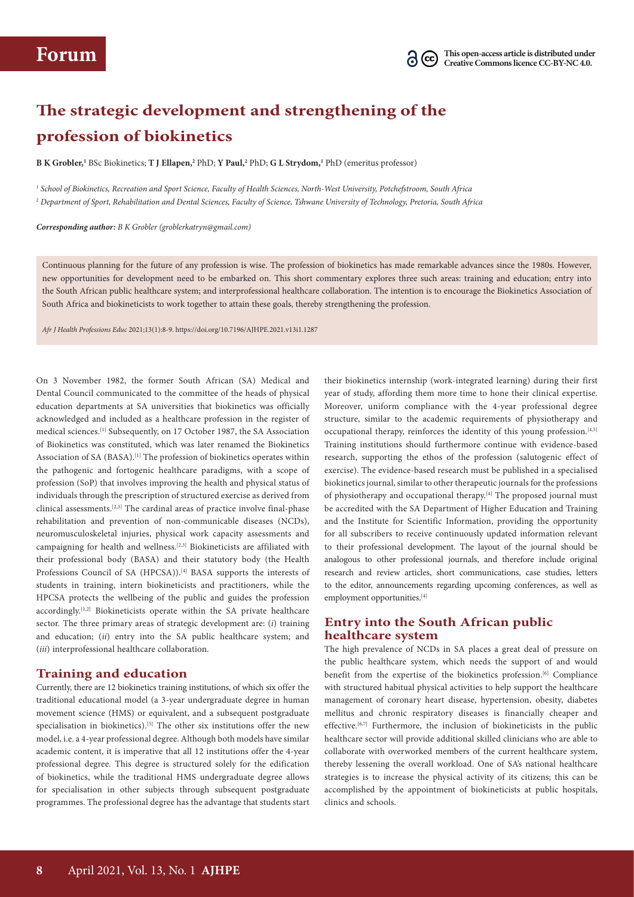Forum

This open-access article is distributed under Creative Commons licence CC-BY-NC 4.0.

# The strategic development and strengthening of the profession of biokinetics

**B K Grobler,[1] BSc Biokinetics; T J Ellapen,[2] PhD; Y Paul,[2] PhD; G L Strydom,[1] PhD (emeritus professor)**

[1] *School of Biokinetics, Recreation and Sport Science, Faculty of Health Sciences, North-West University, Potchefstroom, South Africa*

[2] *Department of Sport, Rehabilitation and Dental Sciences, Faculty of Science, Tshwane University of Technology, Pretoria, South Africa*

***Corresponding author:** B K Grobler (groblerkatryn@gmail.com)*

Continuous planning for the future of any profession is wise. The profession of biokinetics has made remarkable advances since the 1980s. However, new opportunities for development need to be embarked on. This short commentary explores three such areas: training and education; entry into the South African public healthcare system; and interprofessional healthcare collaboration. The intention is to encourage the Biokinetics Association of South Africa and biokineticists to work together to attain these goals, thereby strengthening the profession.

*Afr J Health Professions Educ* 2021;13(1):8-9. https://doi.org/10.7196/AJHPE.2021.v13i1.1287

On 3 November 1982, the former South African (SA) Medical and Dental Council communicated to the committee of the heads of physical education departments at SA universities that biokinetics was officially acknowledged and included as a healthcare profession in the register of medical sciences.[1] Subsequently, on 17 October 1987, the SA Association of Biokinetics was constituted, which was later renamed the Biokinetics Association of SA (BASA).[1] The profession of biokinetics operates within the pathogenic and fortogenic healthcare paradigms, with a scope of profession (SoP) that involves improving the health and physical status of individuals through the prescription of structured exercise as derived from clinical assessments.[2,3] The cardinal areas of practice involve final-phase rehabilitation and prevention of non-communicable diseases (NCDs), neuromusculoskeletal injuries, physical work capacity assessments and campaigning for health and wellness.[2,3] Biokineticists are affiliated with their professional body (BASA) and their statutory body (the Health Professions Council of SA (HPCSA)).[4] BASA supports the interests of students in training, intern biokineticists and practitioners, while the HPCSA protects the wellbeing of the public and guides the profession accordingly.[1,2] Biokineticists operate within the SA private healthcare sector. The three primary areas of strategic development are: (*i*) training and education; (*ii*) entry into the SA public healthcare system; and (*iii*) interprofessional healthcare collaboration.

## Training and education

Currently, there are 12 biokinetics training institutions, of which six offer the traditional educational model (a 3-year undergraduate degree in human movement science (HMS) or equivalent, and a subsequent postgraduate specialisation in biokinetics).[5] The other six institutions offer the new model, i.e. a 4-year professional degree. Although both models have similar academic content, it is imperative that all 12 institutions offer the 4-year professional degree. This degree is structured solely for the edification of biokinetics, while the traditional HMS undergraduate degree allows for specialisation in other subjects through subsequent postgraduate programmes. The professional degree has the advantage that students start their biokinetics internship (work-integrated learning) during their first year of study, affording them more time to hone their clinical expertise. Moreover, uniform compliance with the 4-year professional degree structure, similar to the academic requirements of physiotherapy and occupational therapy, reinforces the identity of this young profession.[4,5] Training institutions should furthermore continue with evidence-based research, supporting the ethos of the profession (salutogenic effect of exercise). The evidence-based research must be published in a specialised biokinetics journal, similar to other therapeutic journals for the professions of physiotherapy and occupational therapy.[4] The proposed journal must be accredited with the SA Department of Higher Education and Training and the Institute for Scientific Information, providing the opportunity for all subscribers to receive continuously updated information relevant to their professional development. The layout of the journal should be analogous to other professional journals, and therefore include original research and review articles, short communications, case studies, letters to the editor, announcements regarding upcoming conferences, as well as employment opportunities.[4]

## Entry into the South African public healthcare system

The high prevalence of NCDs in SA places a great deal of pressure on the public healthcare system, which needs the support of and would benefit from the expertise of the biokinetics profession.[6] Compliance with structured habitual physical activities to help support the healthcare management of coronary heart disease, hypertension, obesity, diabetes mellitus and chronic respiratory diseases is financially cheaper and effective.[6,7] Furthermore, the inclusion of biokineticists in the public healthcare sector will provide additional skilled clinicians who are able to collaborate with overworked members of the current healthcare system, thereby lessening the overall workload. One of SA's national healthcare strategies is to increase the physical activity of its citizens; this can be accomplished by the appointment of biokineticists at public hospitals, clinics and schools.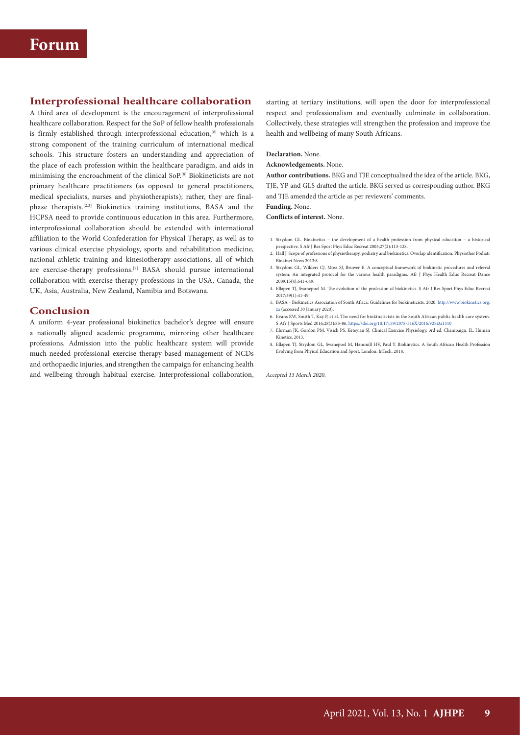## Interprofessional healthcare collaboration

A third area of development is the encouragement of interprofessional healthcare collaboration. Respect for the SoP of fellow health professionals is firmly established through interprofessional education,[8] which is a strong component of the training curriculum of international medical schools. This structure fosters an understanding and appreciation of the place of each profession within the healthcare paradigm, and aids in minimising the encroachment of the clinical SoP.[8] Biokineticists are not primary healthcare practitioners (as opposed to general practitioners, medical specialists, nurses and physiotherapists); rather, they are final-phase therapists.[2,3] Biokinetics training institutions, BASA and the HCPSA need to provide continuous education in this area. Furthermore, interprofessional collaboration should be extended with international affiliation to the World Confederation for Physical Therapy, as well as to various clinical exercise physiology, sports and rehabilitation medicine, national athletic training and kinesiotherapy associations, all of which are exercise-therapy professions.[8] BASA should pursue international collaboration with exercise therapy professions in the USA, Canada, the UK, Asia, Australia, New Zealand, Namibia and Botswana.

## Conclusion

A uniform 4-year professional biokinetics bachelor's degree will ensure a nationally aligned academic programme, mirroring other healthcare professions. Admission into the public healthcare system will provide much-needed professional exercise therapy-based management of NCDs and orthopaedic injuries, and strengthen the campaign for enhancing health and wellbeing through habitual exercise. Interprofessional collaboration, starting at tertiary institutions, will open the door for interprofessional respect and professionalism and eventually culminate in collaboration. Collectively, these strategies will strengthen the profession and improve the health and wellbeing of many South Africans.

**Declaration.** None.

**Acknowledgements.** None.

**Author contributions.** BKG and TJE conceptualised the idea of the article. BKG, TJE, YP and GLS drafted the article. BKG served as corresponding author. BKG and TJE amended the article as per reviewers' comments.

**Funding.** None.

**Conflicts of interest.** None.

1. Strydom GL. Biokinetics – the development of a health profession from physical education – a historical perspective. S Afr J Res Sport Phys Educ Recreat 2005;27(2):113-128.
2. Hall J. Scope of professions of physiotherapy, podiatry and biokinetics: Overlap identification. Physiother Podiatr Biokinet News 2013:8.
3. Strydom GL, Wilders CJ, Moss SJ, Bruwer E. A conceptual framework of biokinetic procedures and referral system: An integrated protocol for the various health paradigms. Afr J Phys Health Educ Recreat Dance 2009;15(4):641-649.
4. Ellapen TJ, Swanepoel M. The evolution of the profession of biokinetics. S Afr J Res Sport Phys Educ Recreat 2017;39(1):41-49.
5. BASA – Biokinetics Association of South Africa: Guidelines for biokineticists. 2020. http://www.biokinetics.org.za (accessed 30 January 2020).
6. Evans RW, Smith T, Kay P, et al. The need for biokineticists in the South African public health care system. S Afr J Sports Med 2016;28(3):85-86. https://doi.org/10.17159/2078-516X/2016/v28i3a1310
7. Ehrman JK, Gordon PM, Visich PS, Keteyian SJ. Clinical Exercise Physiology. 3rd ed. Champaign, IL: Human Kinetics, 2013.
8. Ellapen TJ, Strydom GL, Swanepoel M, Hammill HV, Paul Y. Biokinetics. A South African Health Profession Evolving from Phyical Education and Sport. London: InTech, 2018.

*Accepted 13 March 2020.*